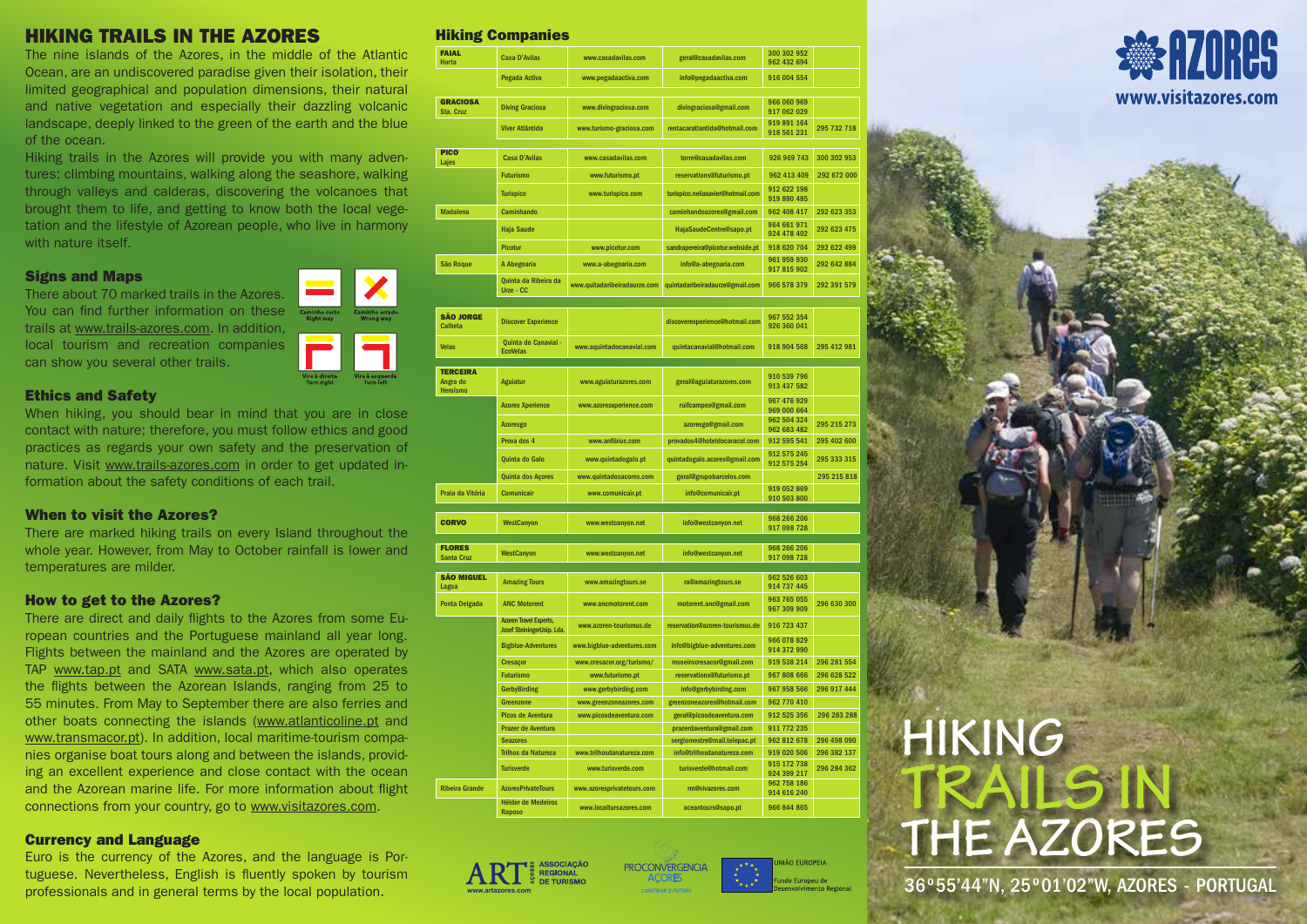# HIKING TRAILS IN THE AZORES

The nine islands of the Azores, in the middle of the Atlantic Ocean, are an undiscovered paradise given their isolation, their limited geographical and population dimensions, their natural and native vegetation and especially their dazzling volcanic landscape, deeply linked to the green of the earth and the blue of the ocean.

Hiking trails in the Azores will provide you with many adventures: climbing mountains, walking along the seashore, walking through valleys and calderas, discovering the volcanoes that brought them to life, and getting to know both the local vegetation and the lifestyle of Azorean people, who live in harmony with nature itself.

## Signs and Maps

There about 70 marked trails in the Azores. You can find further information on these trails at www.trails-azores.com. In addition, local tourism and recreation companies can show you several other trails.

Caminho certo / Right way
Caminho errado / Wrong way
Vire à direita / Turn right
Vire à esquerda / Turn left

## Ethics and Safety

When hiking, you should bear in mind that you are in close contact with nature; therefore, you must follow ethics and good practices as regards your own safety and the preservation of nature. Visit www.trails-azores.com in order to get updated information about the safety conditions of each trail.

## When to visit the Azores?

There are marked hiking trails on every Island throughout the whole year. However, from May to October rainfall is lower and temperatures are milder.

## How to get to the Azores?

There are direct and daily flights to the Azores from some European countries and the Portuguese mainland all year long. Flights between the mainland and the Azores are operated by TAP www.tap.pt and SATA www.sata.pt, which also operates the flights between the Azorean Islands, ranging from 25 to 55 minutes. From May to September there are also ferries and other boats connecting the islands (www.atlanticoline.pt and www.transmacor.pt). In addition, local maritime-tourism companies organise boat tours along and between the islands, providing an excellent experience and close contact with the ocean and the Azorean marine life. For more information about flight connections from your country, go to www.visitazores.com.

## Currency and Language

Euro is the currency of the Azores, and the language is Portuguese. Nevertheless, English is fluently spoken by tourism professionals and in general terms by the local population.

## Hiking Companies

| | | | | | |
|---|---|---|---|---|---|
| **FAIAL** Horta | Casa D'Avilas | www.casadavilas.com | geral@casadavilas.com | 300 302 952 962 432 694 | |
| | Pegada Activa | www.pegadaactiva.com | info@pegadaactiva.com | 916 004 554 | |
| **GRACIOSA** Sta. Cruz | Diving Graciosa | www.divingraciosa.com | divingraciosa@gmail.com | 966 060 969 917 062 029 | |
| | Viver Atlântida | www.turismo-graciosa.com | rentacaratlantida@hotmail.com | 919 891 164 918 561 231 | 295 732 718 |
| **PICO** Lajes | Casa D'Avilas | www.casadavilas.com | torre@casadavilas.com | 926 969 743 | 300 302 953 |
| | Futurismo | www.futurismo.pt | reservations@futurismo.pt | 962 413 409 | 292 672 000 |
| | Turispico | www.turispico.com | turispico.neliaxavier@hotmail.com | 912 622 198 919 890 485 | |
| Madalena | Caminhando | | caminhandoazores@gmail.com | 962 408 417 | 292 623 353 |
| | Haja Saude | | HajaSaudeCentre@sapo.pt | 964 661 971 924 478 402 | 292 623 475 |
| | Picotur | www.picotur.com | sandrapereira@picotur.webside.pt | 918 620 704 | 292 622 499 |
| São Roque | A Abegoaria | www.a-abegoaria.com | info@a-abegoaria.com | 961 959 930 917 815 902 | 292 642 884 |
| | Quinta da Ribeira da Urze - CC | www.quitadaribeiradaurze.com | quintadaribeiradaurze@gmail.com | 966 578 379 | 292 391 579 |
| **SÃO JORGE** Calheta | Discover Experience | | discoverexperience@hotmail.com | 967 552 354 926 360 041 | |
| Velas | Quinta do Canavial - EcoVelas | www.aquintadocanavial.com | quintacanavial@hotmail.com | 918 904 568 | 295 412 981 |
| **TERCEIRA** Angra do Heroísmo | Aguiatur | www.aguiaturazores.com | geral@aguiaturazores.com | 910 539 796 913 437 582 | |
| | Azores Xperience | www.azoresxperience.com | ruifcampos@gmail.com | 967 476 929 969 000 664 | |
| | Azoresgo | | azoresgo@gmail.com | 962 504 324 962 683 482 | 295 215 273 |
| | Prova dos 4 | www.anfibius.com | provados4@hoteldocaracol.com | 912 595 541 | 295 402 600 |
| | Quinta do Galo | www.quintadogalo.pt | quintadogalo.acores@gmail.com | 912 575 245 912 575 254 | 295 333 315 |
| | Quinta dos Açores | www.quintadosacores.com | geral@grupobarcelos.com | | 295 215 818 |
| Praia da Vitória | Comunicair | www.comunicair.pt | info@comunicair.pt | 919 052 869 910 503 800 | |
| **CORVO** | WestCanyon | www.westcanyon.net | info@westcanyon.net | 968 266 206 917 098 728 | |
| **FLORES** Santa Cruz | WestCanyon | www.westcanyon.net | info@westcanyon.net | 968 266 206 917 098 728 | |
| **SÃO MIGUEL** Lagoa | Amazing Tours | www.amazingtours.se | ra@amazingtours.se | 962 526 603 914 737 445 | |
| Ponta Delgada | ANC Motorent | www.ancmotorent.com | motorent.anc@gmail.com | 963 765 055 967 309 909 | 296 630 300 |
| | Azoren Travel Experts, Josef SteiningerUnip. Lda. | www.azoren-tourismus.de | reservation@azoren-tourismus.de | 916 723 437 | |
| | Bigblue-Adventures | www.bigblue-adventures.com | info@bigblue-adventures.com | 966 078 829 914 372 990 | |
| | Cresaçor | www.cresacor.org/turismo/ | msoeirocresacor@gmail.com | 919 538 214 | 296 281 554 |
| | Futurismo | www.futurismo.pt | reservations@futurismo.pt | 967 808 666 | 296 628 522 |
| | GerbyBirding | www.gerbybirding.com | info@gerbybirding.com | 967 958 566 | 296 917 444 |
| | Greenzone | www.greenzoneazores.com | greenzoneazores@hotmail.com | 962 770 410 | |
| | Picos de Aventura | www.picosdeaventura.com | geral@picosdeaventura.com | 912 525 356 | 296 283 288 |
| | Prazer de Aventura | | prazerdaventura@gmail.com | 911 772 235 | |
| | Seazores | | sergiomestre@mail.telepac.pt | 962 812 678 | 296 498 090 |
| | Trilhos da Natureza | www.trilhosdanatureza.com | info@trilhosdanatureza.com | 919 020 506 | 296 382 137 |
| | Turisverde | www.turisverde.com | turisverde@hotmail.com | 915 172 738 924 399 217 | 296 284 362 |
| Ribeira Grande | AzoresPrivateTours | www.azoresprivatetours.com | rm@vivazores.com | 962 758 186 914 616 240 | |
| | Hélder de Medeiros Raposo | www.localtursazores.com | oceantours@sapo.pt | 966 844 865 | |

ART ASSOCIAÇÃO REGIONAL DE TURISMO www.artazores.com

PROCONVERGENCIA AÇORES CONSTRUIR O FUTURO

UNIÃO EUROPEIA Fundo Europeu de Desenvolvimento Regional

AZORES www.visitazores.com

# HIKING TRAILS IN THE AZORES

36°55'44"N, 25°01'02"W, AZORES - PORTUGAL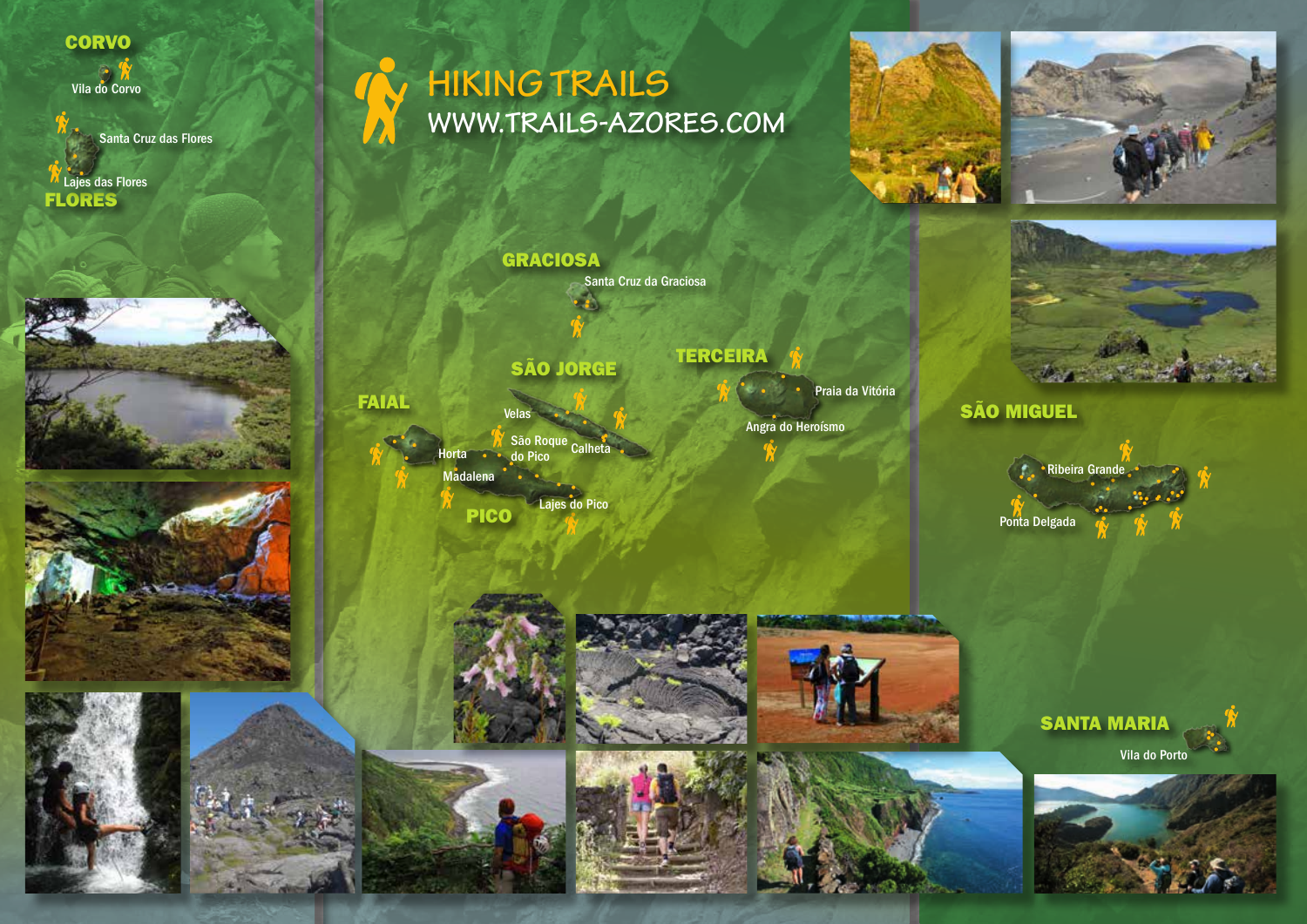# HIKING TRAILS

WWW.TRAILS-AZORES.COM

CORVO

Vila do Corvo

Santa Cruz das Flores

Lajes das Flores

FLORES

GRACIOSA

Santa Cruz da Graciosa

SÃO JORGE

Velas

São Roque do Pico

Calheta

TERCEIRA

Praia da Vitória

Angra do Heroísmo

FAIAL

Horta

Madalena

PICO

Lajes do Pico

SÃO MIGUEL

Ribeira Grande

Ponta Delgada

SANTA MARIA

Vila do Porto